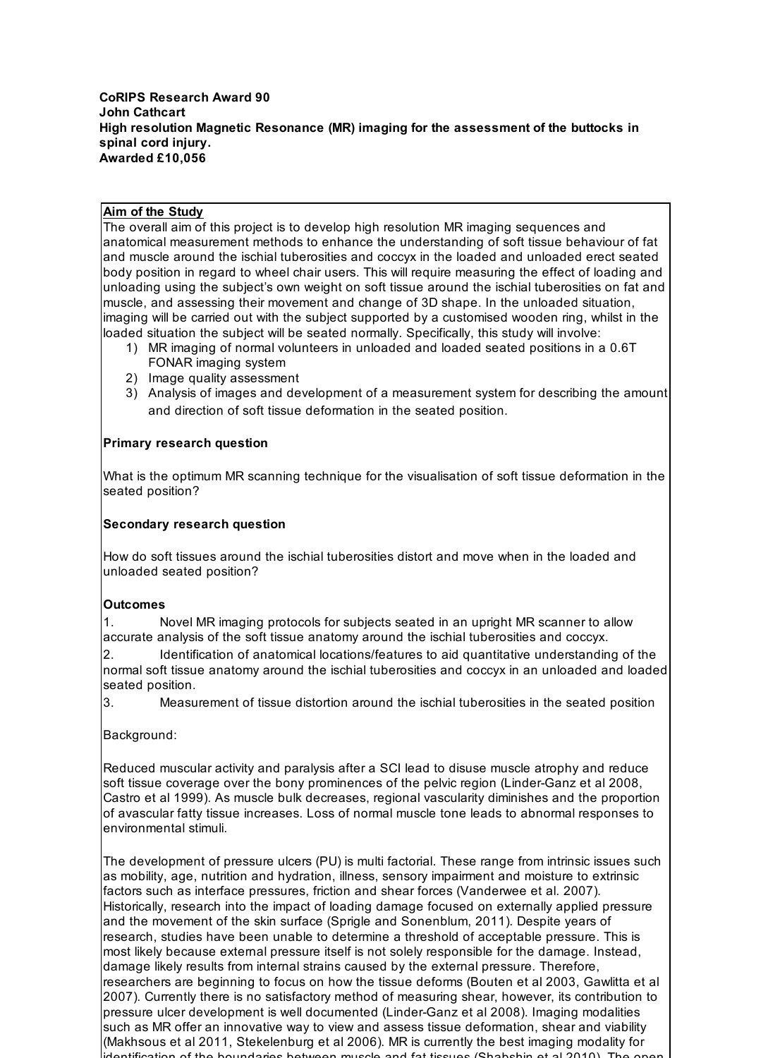**CoRIPS Research Award 90**
**John Cathcart**
**High resolution Magnetic Resonance (MR) imaging for the assessment of the buttocks in spinal cord injury.**
**Awarded £10,056**

## Aim of the Study

The overall aim of this project is to develop high resolution MR imaging sequences and anatomical measurement methods to enhance the understanding of soft tissue behaviour of fat and muscle around the ischial tuberosities and coccyx in the loaded and unloaded erect seated body position in regard to wheel chair users. This will require measuring the effect of loading and unloading using the subject's own weight on soft tissue around the ischial tuberosities on fat and muscle, and assessing their movement and change of 3D shape. In the unloaded situation, imaging will be carried out with the subject supported by a customised wooden ring, whilst in the loaded situation the subject will be seated normally. Specifically, this study will involve:

1) MR imaging of normal volunteers in unloaded and loaded seated positions in a 0.6T FONAR imaging system
2) Image quality assessment
3) Analysis of images and development of a measurement system for describing the amount and direction of soft tissue deformation in the seated position.

**Primary research question**

What is the optimum MR scanning technique for the visualisation of soft tissue deformation in the seated position?

**Secondary research question**

How do soft tissues around the ischial tuberosities distort and move when in the loaded and unloaded seated position?

**Outcomes**

1. Novel MR imaging protocols for subjects seated in an upright MR scanner to allow accurate analysis of the soft tissue anatomy around the ischial tuberosities and coccyx.
2. Identification of anatomical locations/features to aid quantitative understanding of the normal soft tissue anatomy around the ischial tuberosities and coccyx in an unloaded and loaded seated position.
3. Measurement of tissue distortion around the ischial tuberosities in the seated position

Background:

Reduced muscular activity and paralysis after a SCI lead to disuse muscle atrophy and reduce soft tissue coverage over the bony prominences of the pelvic region (Linder-Ganz et al 2008, Castro et al 1999). As muscle bulk decreases, regional vascularity diminishes and the proportion of avascular fatty tissue increases. Loss of normal muscle tone leads to abnormal responses to environmental stimuli.

The development of pressure ulcers (PU) is multi factorial. These range from intrinsic issues such as mobility, age, nutrition and hydration, illness, sensory impairment and moisture to extrinsic factors such as interface pressures, friction and shear forces (Vanderwee et al. 2007). Historically, research into the impact of loading damage focused on externally applied pressure and the movement of the skin surface (Sprigle and Sonenblum, 2011). Despite years of research, studies have been unable to determine a threshold of acceptable pressure. This is most likely because external pressure itself is not solely responsible for the damage. Instead, damage likely results from internal strains caused by the external pressure. Therefore, researchers are beginning to focus on how the tissue deforms (Bouten et al 2003, Gawlitta et al 2007). Currently there is no satisfactory method of measuring shear, however, its contribution to pressure ulcer development is well documented (Linder-Ganz et al 2008). Imaging modalities such as MR offer an innovative way to view and assess tissue deformation, shear and viability (Makhsous et al 2011, Stekelenburg et al 2006). MR is currently the best imaging modality for identification of the boundaries between muscle and fat tissues (Shabshin et al 2010). The open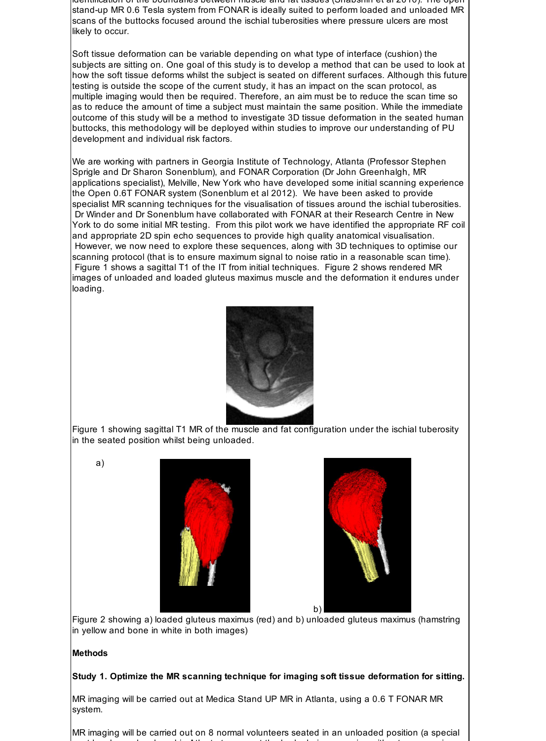identification of the boundaries between muscle and fat tissues (Shabshin et al 2010). The open stand-up MR 0.6 Tesla system from FONAR is ideally suited to perform loaded and unloaded MR scans of the buttocks focused around the ischial tuberosities where pressure ulcers are most likely to occur.

Soft tissue deformation can be variable depending on what type of interface (cushion) the subjects are sitting on. One goal of this study is to develop a method that can be used to look at how the soft tissue deforms whilst the subject is seated on different surfaces. Although this future testing is outside the scope of the current study, it has an impact on the scan protocol, as multiple imaging would then be required. Therefore, an aim must be to reduce the scan time so as to reduce the amount of time a subject must maintain the same position. While the immediate outcome of this study will be a method to investigate 3D tissue deformation in the seated human buttocks, this methodology will be deployed within studies to improve our understanding of PU development and individual risk factors.

We are working with partners in Georgia Institute of Technology, Atlanta (Professor Stephen Sprigle and Dr Sharon Sonenblum), and FONAR Corporation (Dr John Greenhalgh, MR applications specialist), Melville, New York who have developed some initial scanning experience the Open 0.6T FONAR system (Sonenblum et al 2012). We have been asked to provide specialist MR scanning techniques for the visualisation of tissues around the ischial tuberosities. Dr Winder and Dr Sonenblum have collaborated with FONAR at their Research Centre in New York to do some initial MR testing. From this pilot work we have identified the appropriate RF coil and appropriate 2D spin echo sequences to provide high quality anatomical visualisation. However, we now need to explore these sequences, along with 3D techniques to optimise our scanning protocol (that is to ensure maximum signal to noise ratio in a reasonable scan time). Figure 1 shows a sagittal T1 of the IT from initial techniques. Figure 2 shows rendered MR images of unloaded and loaded gluteus maximus muscle and the deformation it endures under loading.

Figure 1 showing sagittal T1 MR of the muscle and fat configuration under the ischial tuberosity in the seated position whilst being unloaded.

a) b)

Figure 2 showing a) loaded gluteus maximus (red) and b) unloaded gluteus maximus (hamstring in yellow and bone in white in both images)

**Methods**

**Study 1. Optimize the MR scanning technique for imaging soft tissue deformation for sitting.**

MR imaging will be carried out at Medica Stand UP MR in Atlanta, using a 0.6 T FONAR MR system.

MR imaging will be carried out on 8 normal volunteers seated in an unloaded position (a special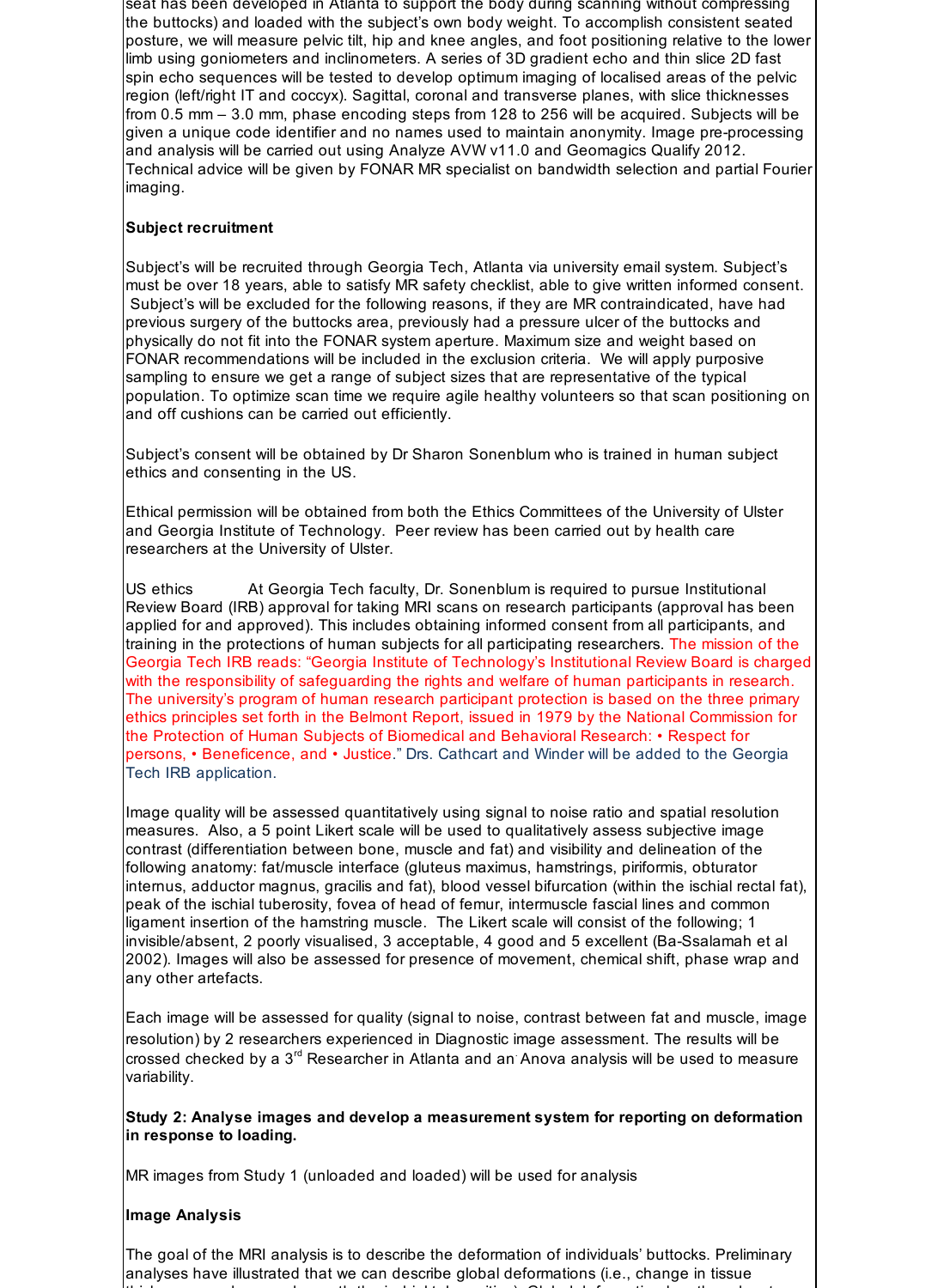seat has been developed in Atlanta to support the body during scanning without compressing the buttocks) and loaded with the subject's own body weight. To accomplish consistent seated posture, we will measure pelvic tilt, hip and knee angles, and foot positioning relative to the lower limb using goniometers and inclinometers. A series of 3D gradient echo and thin slice 2D fast spin echo sequences will be tested to develop optimum imaging of localised areas of the pelvic region (left/right IT and coccyx). Sagittal, coronal and transverse planes, with slice thicknesses from 0.5 mm – 3.0 mm, phase encoding steps from 128 to 256 will be acquired. Subjects will be given a unique code identifier and no names used to maintain anonymity. Image pre-processing and analysis will be carried out using Analyze AVW v11.0 and Geomagics Qualify 2012. Technical advice will be given by FONAR MR specialist on bandwidth selection and partial Fourier imaging.

**Subject recruitment**

Subject's will be recruited through Georgia Tech, Atlanta via university email system. Subject's must be over 18 years, able to satisfy MR safety checklist, able to give written informed consent. Subject's will be excluded for the following reasons, if they are MR contraindicated, have had previous surgery of the buttocks area, previously had a pressure ulcer of the buttocks and physically do not fit into the FONAR system aperture. Maximum size and weight based on FONAR recommendations will be included in the exclusion criteria. We will apply purposive sampling to ensure we get a range of subject sizes that are representative of the typical population. To optimize scan time we require agile healthy volunteers so that scan positioning on and off cushions can be carried out efficiently.

Subject's consent will be obtained by Dr Sharon Sonenblum who is trained in human subject ethics and consenting in the US.

Ethical permission will be obtained from both the Ethics Committees of the University of Ulster and Georgia Institute of Technology. Peer review has been carried out by health care researchers at the University of Ulster.

US ethics At Georgia Tech faculty, Dr. Sonenblum is required to pursue Institutional Review Board (IRB) approval for taking MRI scans on research participants (approval has been applied for and approved). This includes obtaining informed consent from all participants, and training in the protections of human subjects for all participating researchers. The mission of the Georgia Tech IRB reads: "Georgia Institute of Technology's Institutional Review Board is charged with the responsibility of safeguarding the rights and welfare of human participants in research. The university's program of human research participant protection is based on the three primary ethics principles set forth in the Belmont Report, issued in 1979 by the National Commission for the Protection of Human Subjects of Biomedical and Behavioral Research: • Respect for persons, • Beneficence, and • Justice." Drs. Cathcart and Winder will be added to the Georgia Tech IRB application.

Image quality will be assessed quantitatively using signal to noise ratio and spatial resolution measures. Also, a 5 point Likert scale will be used to qualitatively assess subjective image contrast (differentiation between bone, muscle and fat) and visibility and delineation of the following anatomy: fat/muscle interface (gluteus maximus, hamstrings, piriformis, obturator internus, adductor magnus, gracilis and fat), blood vessel bifurcation (within the ischial rectal fat), peak of the ischial tuberosity, fovea of head of femur, intermuscle fascial lines and common ligament insertion of the hamstring muscle. The Likert scale will consist of the following; 1 invisible/absent, 2 poorly visualised, 3 acceptable, 4 good and 5 excellent (Ba-Ssalamah et al 2002). Images will also be assessed for presence of movement, chemical shift, phase wrap and any other artefacts.

Each image will be assessed for quality (signal to noise, contrast between fat and muscle, image resolution) by 2 researchers experienced in Diagnostic image assessment. The results will be crossed checked by a 3rd Researcher in Atlanta and an Anova analysis will be used to measure variability.

**Study 2: Analyse images and develop a measurement system for reporting on deformation in response to loading.**

MR images from Study 1 (unloaded and loaded) will be used for analysis

**Image Analysis**

The goal of the MRI analysis is to describe the deformation of individuals' buttocks. Preliminary analyses have illustrated that we can describe global deformations (i.e., change in tissue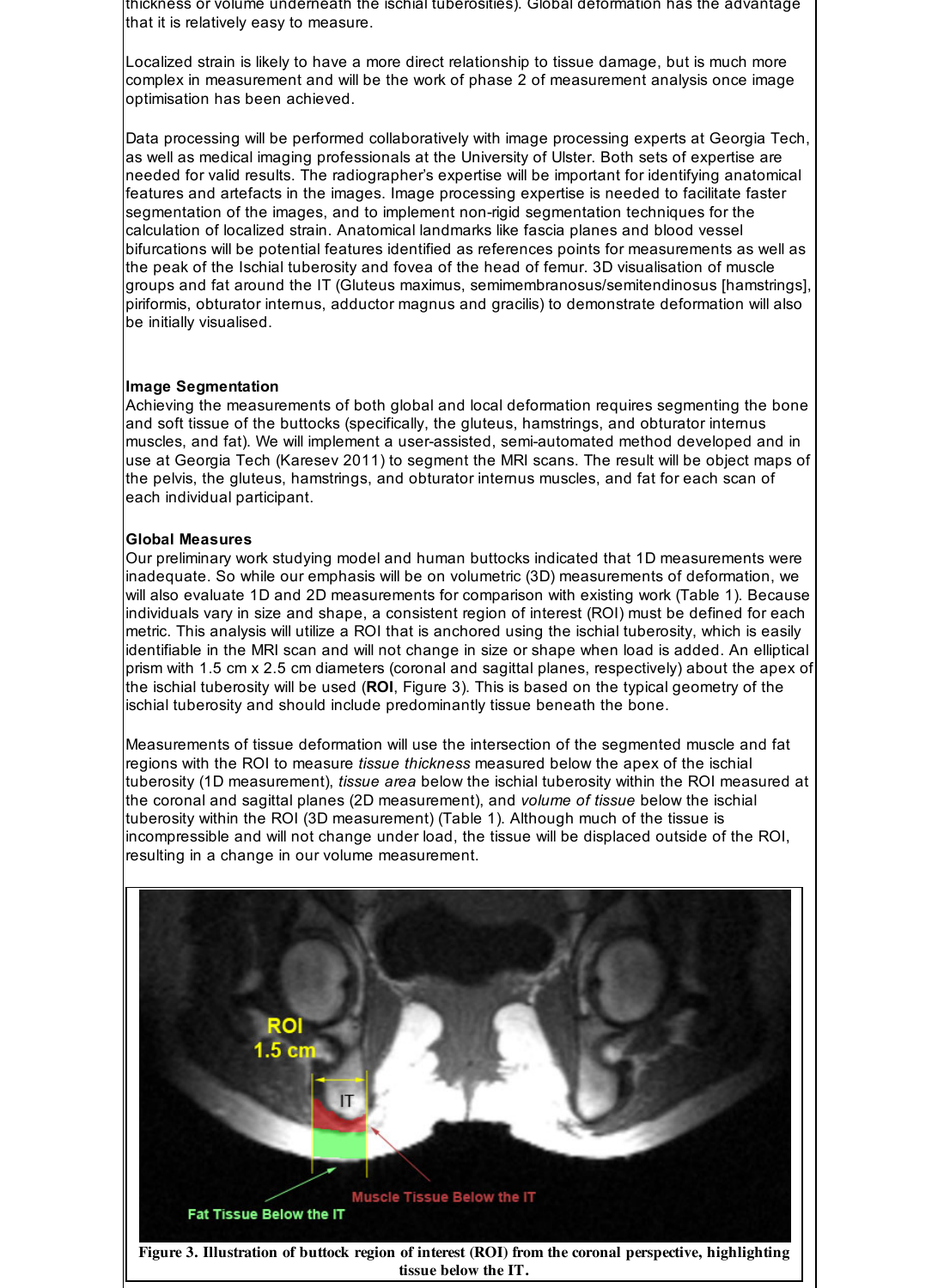thickness or volume underneath the ischial tuberosities). Global deformation has the advantage that it is relatively easy to measure.

Localized strain is likely to have a more direct relationship to tissue damage, but is much more complex in measurement and will be the work of phase 2 of measurement analysis once image optimisation has been achieved.

Data processing will be performed collaboratively with image processing experts at Georgia Tech, as well as medical imaging professionals at the University of Ulster. Both sets of expertise are needed for valid results. The radiographer's expertise will be important for identifying anatomical features and artefacts in the images. Image processing expertise is needed to facilitate faster segmentation of the images, and to implement non-rigid segmentation techniques for the calculation of localized strain. Anatomical landmarks like fascia planes and blood vessel bifurcations will be potential features identified as references points for measurements as well as the peak of the Ischial tuberosity and fovea of the head of femur. 3D visualisation of muscle groups and fat around the IT (Gluteus maximus, semimembranosus/semitendinosus [hamstrings], piriformis, obturator internus, adductor magnus and gracilis) to demonstrate deformation will also be initially visualised.

**Image Segmentation**

Achieving the measurements of both global and local deformation requires segmenting the bone and soft tissue of the buttocks (specifically, the gluteus, hamstrings, and obturator internus muscles, and fat). We will implement a user-assisted, semi-automated method developed and in use at Georgia Tech (Karesev 2011) to segment the MRI scans. The result will be object maps of the pelvis, the gluteus, hamstrings, and obturator internus muscles, and fat for each scan of each individual participant.

**Global Measures**

Our preliminary work studying model and human buttocks indicated that 1D measurements were inadequate. So while our emphasis will be on volumetric (3D) measurements of deformation, we will also evaluate 1D and 2D measurements for comparison with existing work (Table 1). Because individuals vary in size and shape, a consistent region of interest (ROI) must be defined for each metric. This analysis will utilize a ROI that is anchored using the ischial tuberosity, which is easily identifiable in the MRI scan and will not change in size or shape when load is added. An elliptical prism with 1.5 cm x 2.5 cm diameters (coronal and sagittal planes, respectively) about the apex of the ischial tuberosity will be used (**ROI**, Figure 3). This is based on the typical geometry of the ischial tuberosity and should include predominantly tissue beneath the bone.

Measurements of tissue deformation will use the intersection of the segmented muscle and fat regions with the ROI to measure *tissue thickness* measured below the apex of the ischial tuberosity (1D measurement), *tissue area* below the ischial tuberosity within the ROI measured at the coronal and sagittal planes (2D measurement), and *volume of tissue* below the ischial tuberosity within the ROI (3D measurement) (Table 1). Although much of the tissue is incompressible and will not change under load, the tissue will be displaced outside of the ROI, resulting in a change in our volume measurement.

ROI 1.5 cm

IT

Fat Tissue Below the IT

Muscle Tissue Below the IT

**Figure 3. Illustration of buttock region of interest (ROI) from the coronal perspective, highlighting tissue below the IT.**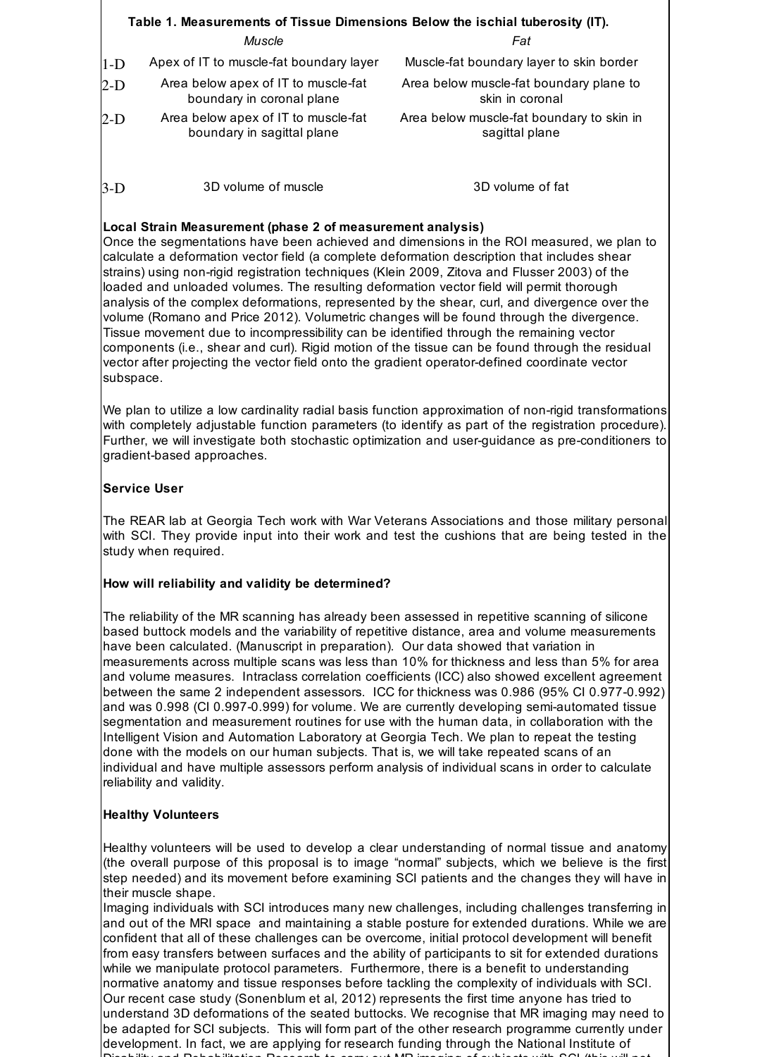**Table 1. Measurements of Tissue Dimensions Below the ischial tuberosity (IT).**

| | *Muscle* | *Fat* |
|---|---|---|
| 1-D | Apex of IT to muscle-fat boundary layer | Muscle-fat boundary layer to skin border |
| 2-D | Area below apex of IT to muscle-fat boundary in coronal plane | Area below muscle-fat boundary plane to skin in coronal |
| 2-D | Area below apex of IT to muscle-fat boundary in sagittal plane | Area below muscle-fat boundary to skin in sagittal plane |
| 3-D | 3D volume of muscle | 3D volume of fat |

**Local Strain Measurement (phase 2 of measurement analysis)**

Once the segmentations have been achieved and dimensions in the ROI measured, we plan to calculate a deformation vector field (a complete deformation description that includes shear strains) using non-rigid registration techniques (Klein 2009, Zitova and Flusser 2003) of the loaded and unloaded volumes. The resulting deformation vector field will permit thorough analysis of the complex deformations, represented by the shear, curl, and divergence over the volume (Romano and Price 2012). Volumetric changes will be found through the divergence. Tissue movement due to incompressibility can be identified through the remaining vector components (i.e., shear and curl). Rigid motion of the tissue can be found through the residual vector after projecting the vector field onto the gradient operator-defined coordinate vector subspace.

We plan to utilize a low cardinality radial basis function approximation of non-rigid transformations with completely adjustable function parameters (to identify as part of the registration procedure). Further, we will investigate both stochastic optimization and user-guidance as pre-conditioners to gradient-based approaches.

**Service User**

The REAR lab at Georgia Tech work with War Veterans Associations and those military personal with SCI. They provide input into their work and test the cushions that are being tested in the study when required.

**How will reliability and validity be determined?**

The reliability of the MR scanning has already been assessed in repetitive scanning of silicone based buttock models and the variability of repetitive distance, area and volume measurements have been calculated. (Manuscript in preparation). Our data showed that variation in measurements across multiple scans was less than 10% for thickness and less than 5% for area and volume measures. Intraclass correlation coefficients (ICC) also showed excellent agreement between the same 2 independent assessors. ICC for thickness was 0.986 (95% CI 0.977-0.992) and was 0.998 (CI 0.997-0.999) for volume. We are currently developing semi-automated tissue segmentation and measurement routines for use with the human data, in collaboration with the Intelligent Vision and Automation Laboratory at Georgia Tech. We plan to repeat the testing done with the models on our human subjects. That is, we will take repeated scans of an individual and have multiple assessors perform analysis of individual scans in order to calculate reliability and validity.

**Healthy Volunteers**

Healthy volunteers will be used to develop a clear understanding of normal tissue and anatomy (the overall purpose of this proposal is to image "normal" subjects, which we believe is the first step needed) and its movement before examining SCI patients and the changes they will have in their muscle shape.

Imaging individuals with SCI introduces many new challenges, including challenges transferring in and out of the MRI space and maintaining a stable posture for extended durations. While we are confident that all of these challenges can be overcome, initial protocol development will benefit from easy transfers between surfaces and the ability of participants to sit for extended durations while we manipulate protocol parameters. Furthermore, there is a benefit to understanding normative anatomy and tissue responses before tackling the complexity of individuals with SCI. Our recent case study (Sonenblum et al, 2012) represents the first time anyone has tried to understand 3D deformations of the seated buttocks. We recognise that MR imaging may need to be adapted for SCI subjects. This will form part of the other research programme currently under development. In fact, we are applying for research funding through the National Institute of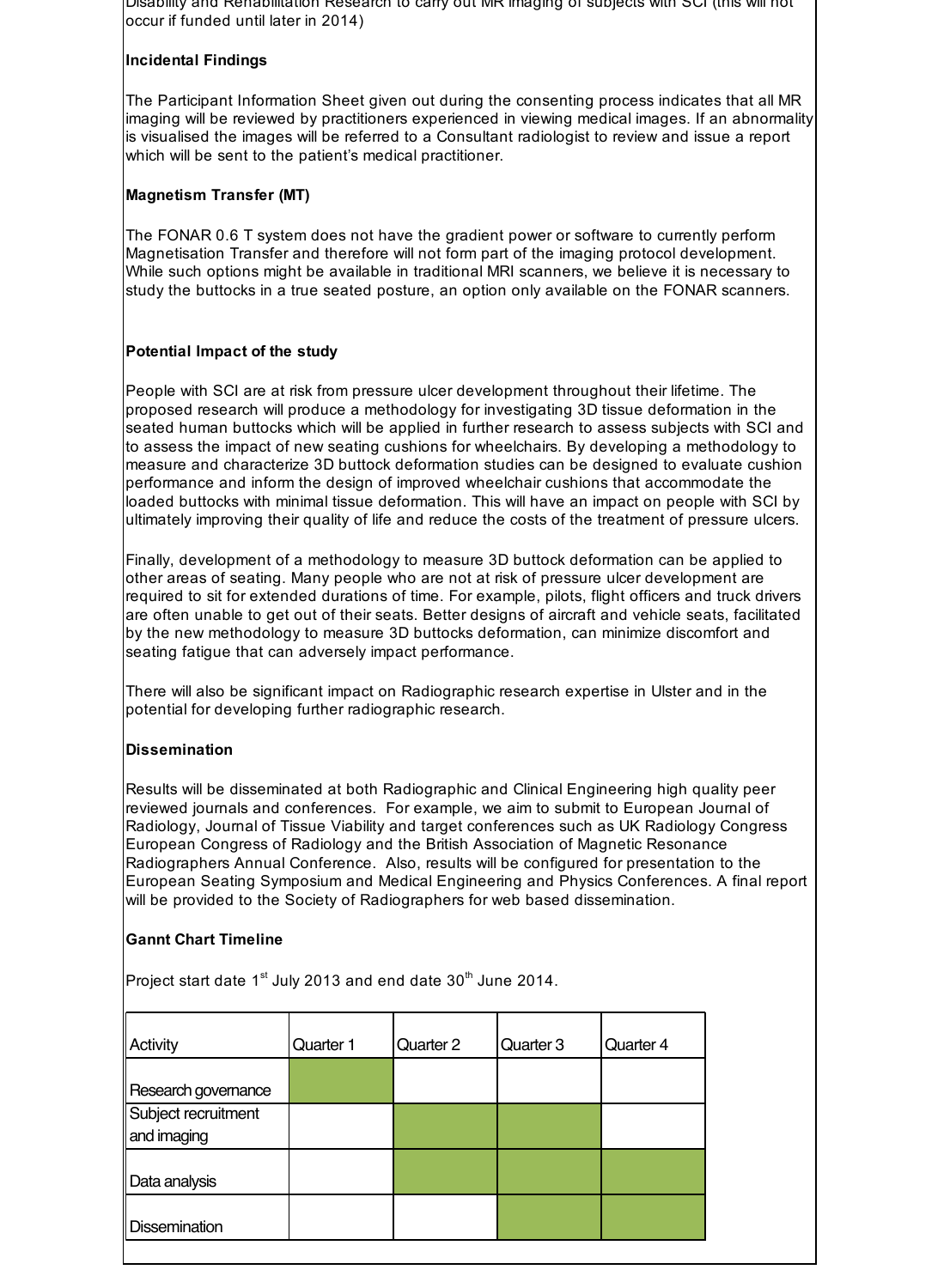Disability and Rehabilitation Research to carry out MR imaging of subjects with SCI (this will not occur if funded until later in 2014)

**Incidental Findings**

The Participant Information Sheet given out during the consenting process indicates that all MR imaging will be reviewed by practitioners experienced in viewing medical images. If an abnormality is visualised the images will be referred to a Consultant radiologist to review and issue a report which will be sent to the patient's medical practitioner.

**Magnetism Transfer (MT)**

The FONAR 0.6 T system does not have the gradient power or software to currently perform Magnetisation Transfer and therefore will not form part of the imaging protocol development. While such options might be available in traditional MRI scanners, we believe it is necessary to study the buttocks in a true seated posture, an option only available on the FONAR scanners.

**Potential Impact of the study**

People with SCI are at risk from pressure ulcer development throughout their lifetime. The proposed research will produce a methodology for investigating 3D tissue deformation in the seated human buttocks which will be applied in further research to assess subjects with SCI and to assess the impact of new seating cushions for wheelchairs. By developing a methodology to measure and characterize 3D buttock deformation studies can be designed to evaluate cushion performance and inform the design of improved wheelchair cushions that accommodate the loaded buttocks with minimal tissue deformation. This will have an impact on people with SCI by ultimately improving their quality of life and reduce the costs of the treatment of pressure ulcers.

Finally, development of a methodology to measure 3D buttock deformation can be applied to other areas of seating. Many people who are not at risk of pressure ulcer development are required to sit for extended durations of time. For example, pilots, flight officers and truck drivers are often unable to get out of their seats. Better designs of aircraft and vehicle seats, facilitated by the new methodology to measure 3D buttocks deformation, can minimize discomfort and seating fatigue that can adversely impact performance.

There will also be significant impact on Radiographic research expertise in Ulster and in the potential for developing further radiographic research.

**Dissemination**

Results will be disseminated at both Radiographic and Clinical Engineering high quality peer reviewed journals and conferences. For example, we aim to submit to European Journal of Radiology, Journal of Tissue Viability and target conferences such as UK Radiology Congress European Congress of Radiology and the British Association of Magnetic Resonance Radiographers Annual Conference. Also, results will be configured for presentation to the European Seating Symposium and Medical Engineering and Physics Conferences. A final report will be provided to the Society of Radiographers for web based dissemination.

**Gannt Chart Timeline**

Project start date 1st July 2013 and end date 30th June 2014.

| Activity | Quarter 1 | Quarter 2 | Quarter 3 | Quarter 4 |
|---|---|---|---|---|
| Research governance | ■ | | | |
| Subject recruitment and imaging | | ■ | ■ | |
| Data analysis | | ■ | ■ | ■ |
| Dissemination | | | ■ | ■ |